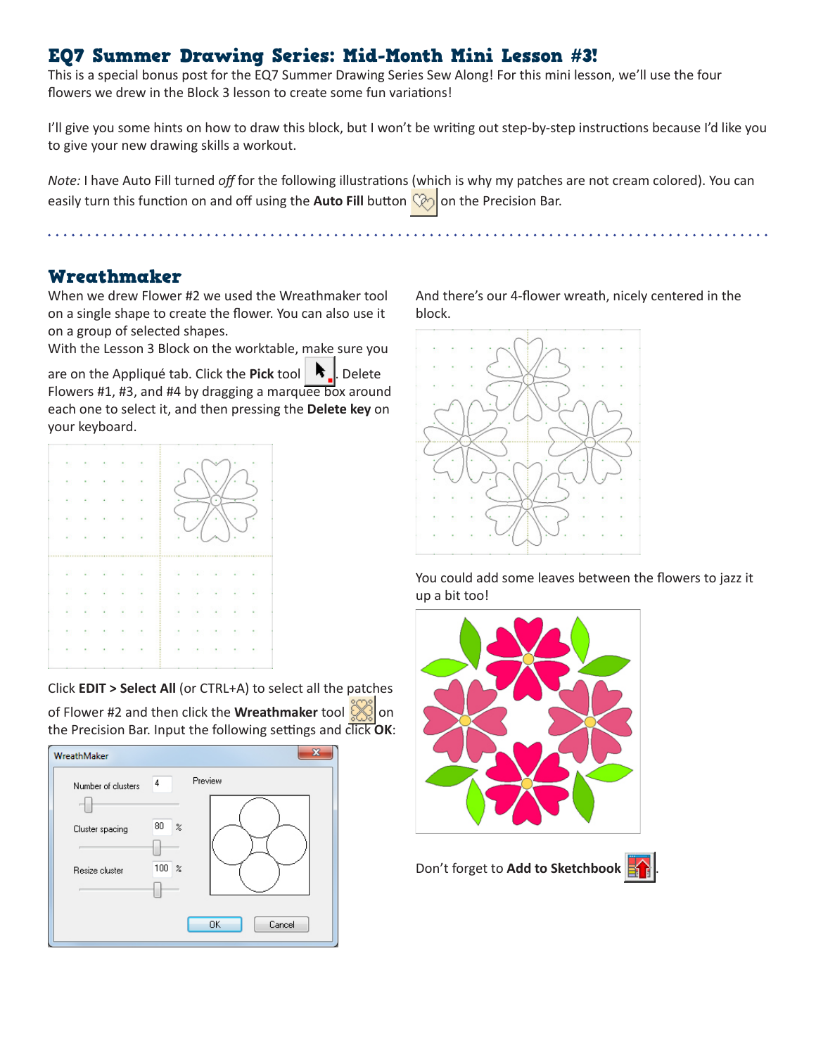# EQ7 Summer Drawing Series: Mid-Month Mini Lesson #3!

This is a special bonus post for the EQ7 Summer Drawing Series Sew Along! For this mini lesson, we'll use the four flowers we drew in the Block 3 lesson to create some fun variations!

I'll give you some hints on how to draw this block, but I won't be writing out step-by-step instructions because I'd like you to give your new drawing skills a workout.

*Note:* I have Auto Fill turned *off* for the following illustrations (which is why my patches are not cream colored). You can easily turn this function on and off using the **Auto Fill** button on the Precision Bar.

## Wreathmaker

When we drew Flower #2 we used the Wreathmaker tool on a single shape to create the flower. You can also use it on a group of selected shapes.

With the Lesson 3 Block on the worktable, make sure you are on the Appliqué tab. Click the **Pick** tool . Delete Flowers #1, #3, and #4 by dragging a marquee box around each one to select it, and then pressing the **Delete key** on your keyboard.

Click **EDIT > Select All** (or CTRL+A) to select all the patches of Flower #2 and then click the **Wreathmaker** tool on the Precision Bar. Input the following settings and click **OK**:

WreathMaker

- Number of clusters: 4
- Cluster spacing: 80 %
- Resize cluster: 100 %

And there's our 4-flower wreath, nicely centered in the block.

You could add some leaves between the flowers to jazz it up a bit too!

Don't forget to **Add to Sketchbook** .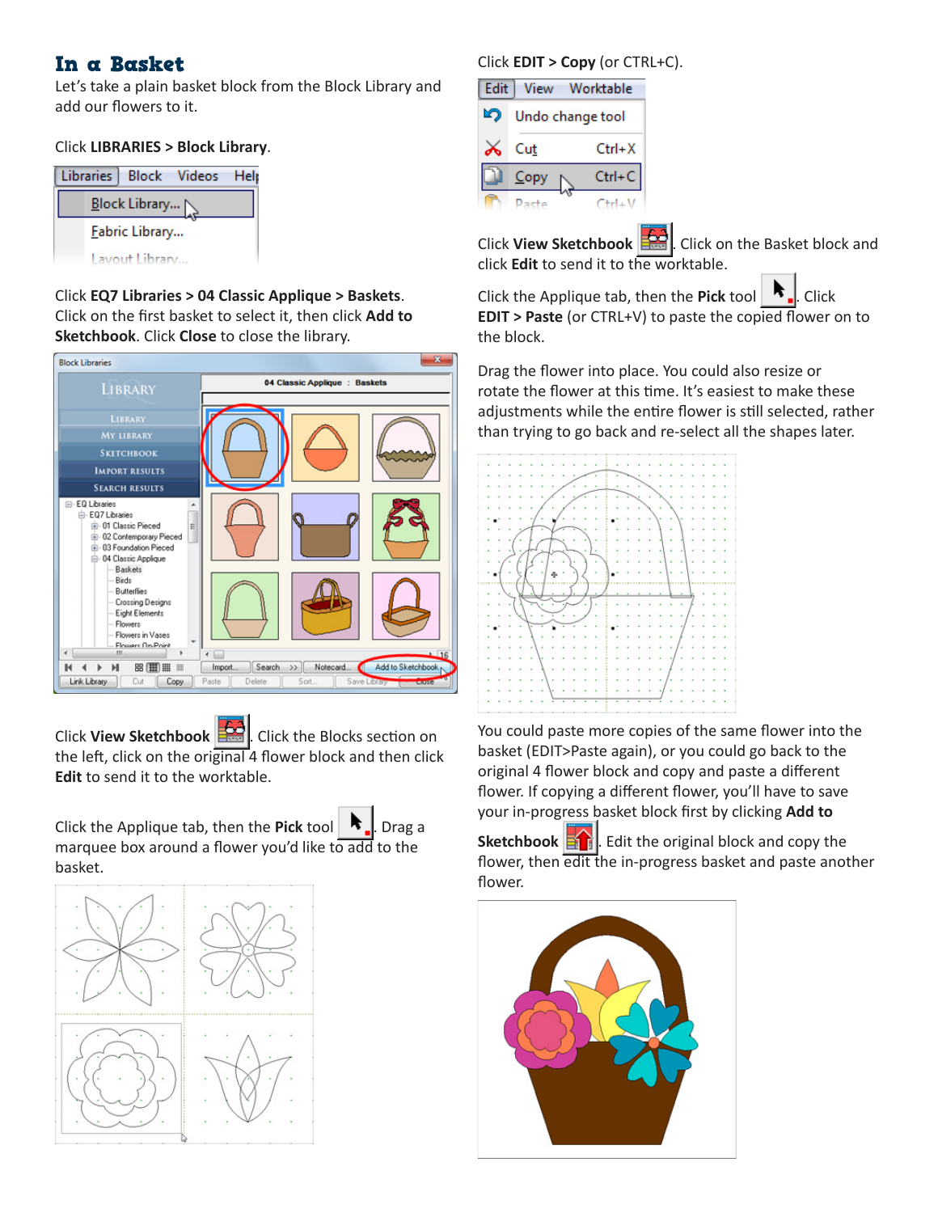# In a Basket

Let's take a plain basket block from the Block Library and add our flowers to it.

Click **LIBRARIES > Block Library**.

Click **EQ7 Libraries > 04 Classic Applique > Baskets**. Click on the first basket to select it, then click **Add to Sketchbook**. Click **Close** to close the library.

Click **View Sketchbook**. Click the Blocks section on the left, click on the original 4 flower block and then click **Edit** to send it to the worktable.

Click the Applique tab, then the **Pick** tool. Drag a marquee box around a flower you'd like to add to the basket.

Click **EDIT > Copy** (or CTRL+C).

Click **View Sketchbook**. Click on the Basket block and click **Edit** to send it to the worktable.

Click the Applique tab, then the **Pick** tool. Click **EDIT > Paste** (or CTRL+V) to paste the copied flower on to the block.

Drag the flower into place. You could also resize or rotate the flower at this time. It's easiest to make these adjustments while the entire flower is still selected, rather than trying to go back and re-select all the shapes later.

You could paste more copies of the same flower into the basket (EDIT>Paste again), or you could go back to the original 4 flower block and copy and paste a different flower. If copying a different flower, you'll have to save your in-progress basket block first by clicking **Add to Sketchbook**. Edit the original block and copy the flower, then edit the in-progress basket and paste another flower.